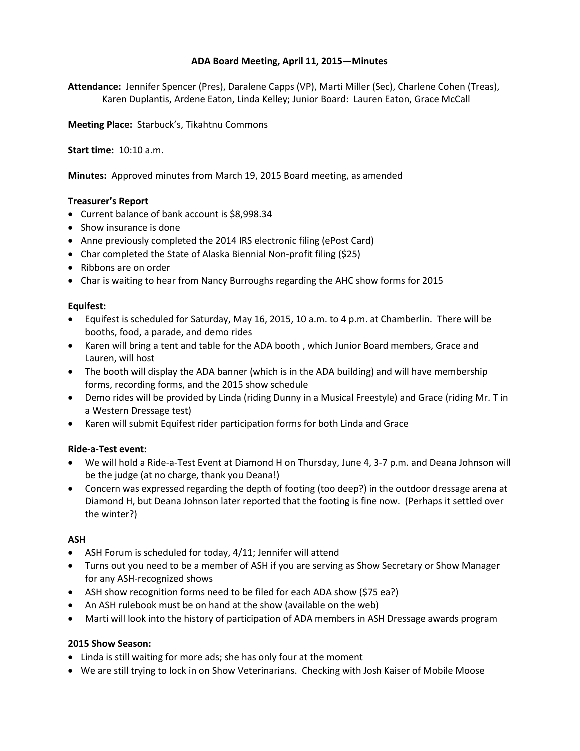# ADA Board Meeting, April 11, 2015—Minutes

**Attendance:** Jennifer Spencer (Pres), Daralene Capps (VP), Marti Miller (Sec), Charlene Cohen (Treas), Karen Duplantis, Ardene Eaton, Linda Kelley; Junior Board: Lauren Eaton, Grace McCall

**Meeting Place:** Starbuck's, Tikahtnu Commons

**Start time:** 10:10 a.m.

**Minutes:** Approved minutes from March 19, 2015 Board meeting, as amended

**Treasurer's Report**

- Current balance of bank account is $8,998.34
- Show insurance is done
- Anne previously completed the 2014 IRS electronic filing (ePost Card)
- Char completed the State of Alaska Biennial Non-profit filing ($25)
- Ribbons are on order
- Char is waiting to hear from Nancy Burroughs regarding the AHC show forms for 2015

**Equifest:**

- Equifest is scheduled for Saturday, May 16, 2015, 10 a.m. to 4 p.m. at Chamberlin. There will be booths, food, a parade, and demo rides
- Karen will bring a tent and table for the ADA booth , which Junior Board members, Grace and Lauren, will host
- The booth will display the ADA banner (which is in the ADA building) and will have membership forms, recording forms, and the 2015 show schedule
- Demo rides will be provided by Linda (riding Dunny in a Musical Freestyle) and Grace (riding Mr. T in a Western Dressage test)
- Karen will submit Equifest rider participation forms for both Linda and Grace

**Ride-a-Test event:**

- We will hold a Ride-a-Test Event at Diamond H on Thursday, June 4, 3-7 p.m. and Deana Johnson will be the judge (at no charge, thank you Deana!)
- Concern was expressed regarding the depth of footing (too deep?) in the outdoor dressage arena at Diamond H, but Deana Johnson later reported that the footing is fine now. (Perhaps it settled over the winter?)

**ASH**

- ASH Forum is scheduled for today, 4/11; Jennifer will attend
- Turns out you need to be a member of ASH if you are serving as Show Secretary or Show Manager for any ASH-recognized shows
- ASH show recognition forms need to be filed for each ADA show ($75 ea?)
- An ASH rulebook must be on hand at the show (available on the web)
- Marti will look into the history of participation of ADA members in ASH Dressage awards program

**2015 Show Season:**

- Linda is still waiting for more ads; she has only four at the moment
- We are still trying to lock in on Show Veterinarians. Checking with Josh Kaiser of Mobile Moose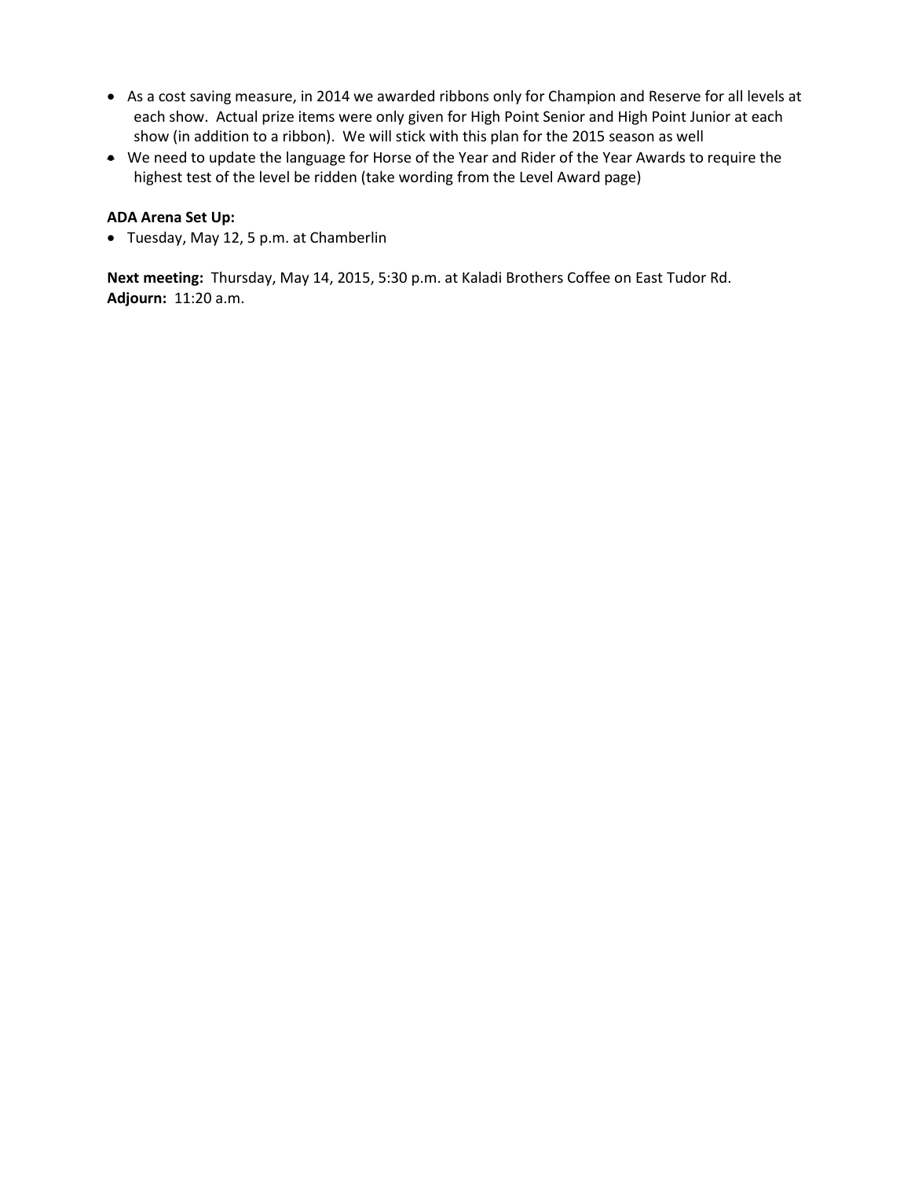- As a cost saving measure, in 2014 we awarded ribbons only for Champion and Reserve for all levels at each show. Actual prize items were only given for High Point Senior and High Point Junior at each show (in addition to a ribbon). We will stick with this plan for the 2015 season as well
- We need to update the language for Horse of the Year and Rider of the Year Awards to require the highest test of the level be ridden (take wording from the Level Award page)

**ADA Arena Set Up:**

- Tuesday, May 12, 5 p.m. at Chamberlin

**Next meeting:** Thursday, May 14, 2015, 5:30 p.m. at Kaladi Brothers Coffee on East Tudor Rd.
**Adjourn:** 11:20 a.m.